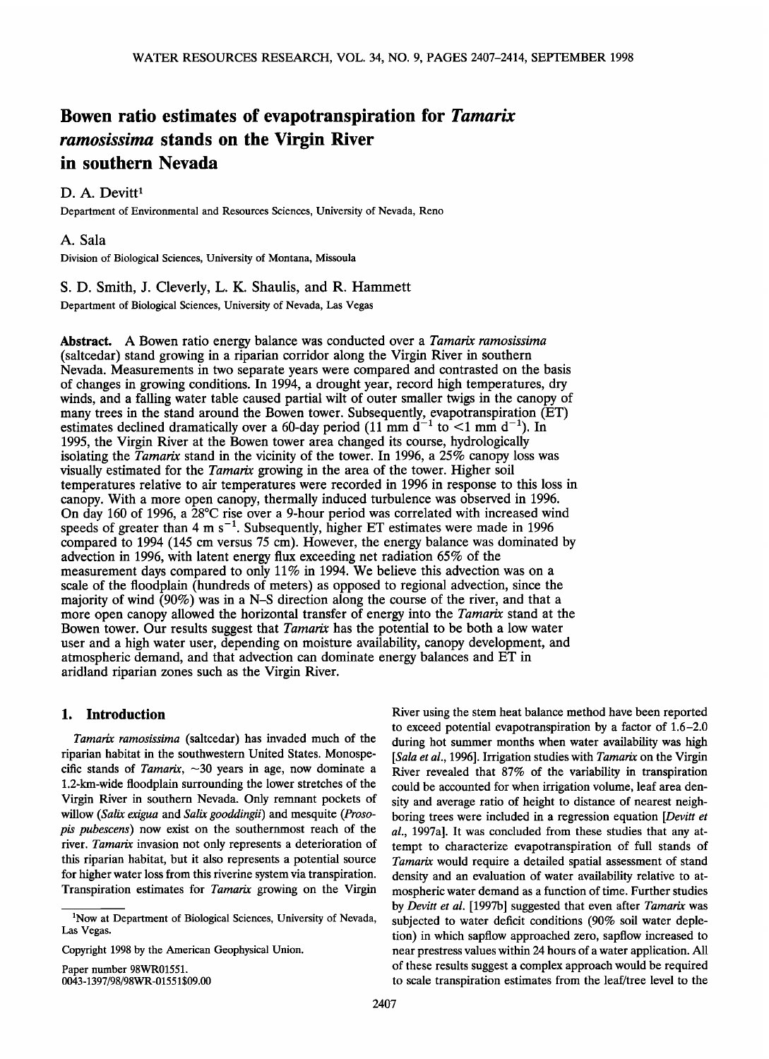# Bowen ratio estimates of evapotranspiration for *Tamarix ramosissima* stands on the Virgin River in southern Nevada

D. A. Devitt[1]

Department of Environmental and Resources Sciences, University of Nevada, Reno

A. Sala

Division of Biological Sciences, University of Montana, Missoula

S. D. Smith, J. Cleverly, L. K. Shaulis, and R. Hammett

Department of Biological Sciences, University of Nevada, Las Vegas

**Abstract.** A Bowen ratio energy balance was conducted over a *Tamarix ramosissima* (saltcedar) stand growing in a riparian corridor along the Virgin River in southern Nevada. Measurements in two separate years were compared and contrasted on the basis of changes in growing conditions. In 1994, a drought year, record high temperatures, dry winds, and a falling water table caused partial wilt of outer smaller twigs in the canopy of many trees in the stand around the Bowen tower. Subsequently, evapotranspiration (ET) estimates declined dramatically over a 60-day period (11 mm $d^{-1}$ to <1 mm $d^{-1}$). In 1995, the Virgin River at the Bowen tower area changed its course, hydrologically isolating the *Tamarix* stand in the vicinity of the tower. In 1996, a 25% canopy loss was visually estimated for the *Tamarix* growing in the area of the tower. Higher soil temperatures relative to air temperatures were recorded in 1996 in response to this loss in canopy. With a more open canopy, thermally induced turbulence was observed in 1996. On day 160 of 1996, a 28°C rise over a 9-hour period was correlated with increased wind speeds of greater than 4 m $s^{-1}$. Subsequently, higher ET estimates were made in 1996 compared to 1994 (145 cm versus 75 cm). However, the energy balance was dominated by advection in 1996, with latent energy flux exceeding net radiation 65% of the measurement days compared to only 11% in 1994. We believe this advection was on a scale of the floodplain (hundreds of meters) as opposed to regional advection, since the majority of wind (90%) was in a N–S direction along the course of the river, and that a more open canopy allowed the horizontal transfer of energy into the *Tamarix* stand at the Bowen tower. Our results suggest that *Tamarix* has the potential to be both a low water user and a high water user, depending on moisture availability, canopy development, and atmospheric demand, and that advection can dominate energy balances and ET in aridland riparian zones such as the Virgin River.

## 1. Introduction

*Tamarix ramosissima* (saltcedar) has invaded much of the riparian habitat in the southwestern United States. Monospecific stands of *Tamarix*, ~30 years in age, now dominate a 1.2-km-wide floodplain surrounding the lower stretches of the Virgin River in southern Nevada. Only remnant pockets of willow (*Salix exigua* and *Salix gooddingii*) and mesquite (*Prosopis pubescens*) now exist on the southernmost reach of the river. *Tamarix* invasion not only represents a deterioration of this riparian habitat, but it also represents a potential source for higher water loss from this riverine system via transpiration. Transpiration estimates for *Tamarix* growing on the Virgin River using the stem heat balance method have been reported to exceed potential evapotranspiration by a factor of 1.6–2.0 during hot summer months when water availability was high [*Sala et al.*, 1996]. Irrigation studies with *Tamarix* on the Virgin River revealed that 87% of the variability in transpiration could be accounted for when irrigation volume, leaf area density and average ratio of height to distance of nearest neighboring trees were included in a regression equation [*Devitt et al.*, 1997a]. It was concluded from these studies that any attempt to characterize evapotranspiration of full stands of *Tamarix* would require a detailed spatial assessment of stand density and an evaluation of water availability relative to atmospheric water demand as a function of time. Further studies by *Devitt et al.* [1997b] suggested that even after *Tamarix* was subjected to water deficit conditions (90% soil water depletion) in which sapflow approached zero, sapflow increased to near prestress values within 24 hours of a water application. All of these results suggest a complex approach would be required to scale transpiration estimates from the leaf/tree level to the

[1]Now at Department of Biological Sciences, University of Nevada, Las Vegas.

Copyright 1998 by the American Geophysical Union.

Paper number 98WR01551.
0043-1397/98/98WR-01551$09.00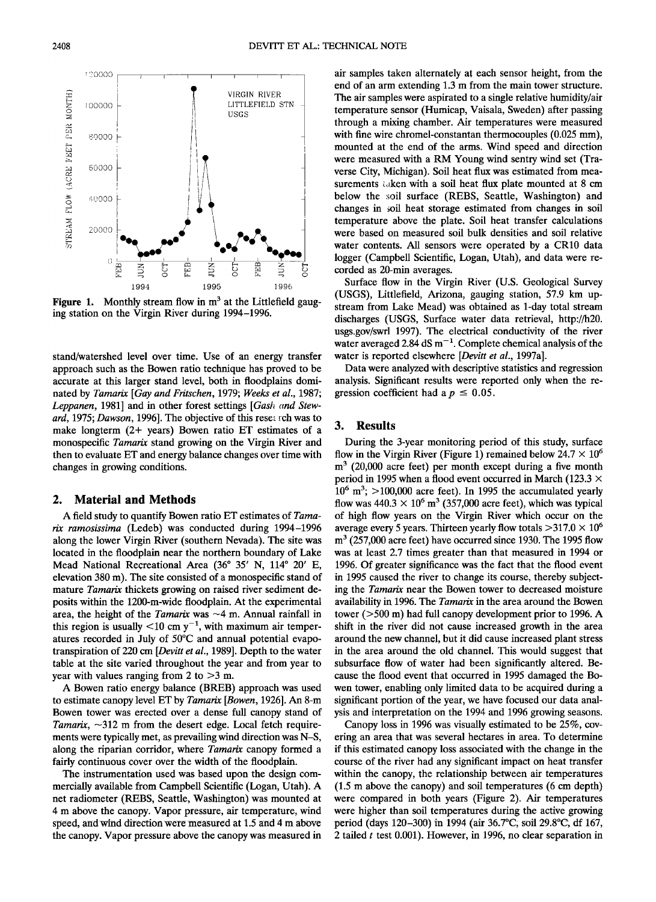Figure 1. Monthly stream flow in $m^3$ at the Littlefield gauging station on the Virgin River during 1994–1996.

stand/watershed level over time. Use of an energy transfer approach such as the Bowen ratio technique has proved to be accurate at this larger stand level, both in floodplains dominated by *Tamarix* [*Gay and Fritschen*, 1979; *Weeks et al.*, 1987; *Leppanen*, 1981] and in other forest settings [*Gash and Stewart*, 1975; *Dawson*, 1996]. The objective of this research was to make longterm (2+ years) Bowen ratio ET estimates of a monospecific *Tamarix* stand growing on the Virgin River and then to evaluate ET and energy balance changes over time with changes in growing conditions.

## 2. Material and Methods

A field study to quantify Bowen ratio ET estimates of *Tamarix ramosissima* (Ledeb) was conducted during 1994–1996 along the lower Virgin River (southern Nevada). The site was located in the floodplain near the northern boundary of Lake Mead National Recreational Area (36° 35′ N, 114° 20′ E, elevation 380 m). The site consisted of a monospecific stand of mature *Tamarix* thickets growing on raised river sediment deposits within the 1200-m-wide floodplain. At the experimental area, the height of the *Tamarix* was ~4 m. Annual rainfall in this region is usually <10 cm $y^{-1}$, with maximum air temperatures recorded in July of 50°C and annual potential evapotranspiration of 220 cm [*Devitt et al.*, 1989]. Depth to the water table at the site varied throughout the year and from year to year with values ranging from 2 to >3 m.

A Bowen ratio energy balance (BREB) approach was used to estimate canopy level ET by *Tamarix* [*Bowen*, 1926]. An 8-m Bowen tower was erected over a dense full canopy stand of *Tamarix*, ~312 m from the desert edge. Local fetch requirements were typically met, as prevailing wind direction was N–S, along the riparian corridor, where *Tamarix* canopy formed a fairly continuous cover over the width of the floodplain.

The instrumentation used was based upon the design commercially available from Campbell Scientific (Logan, Utah). A net radiometer (REBS, Seattle, Washington) was mounted at 4 m above the canopy. Vapor pressure, air temperature, wind speed, and wind direction were measured at 1.5 and 4 m above the canopy. Vapor pressure above the canopy was measured in air samples taken alternately at each sensor height, from the end of an arm extending 1.3 m from the main tower structure. The air samples were aspirated to a single relative humidity/air temperature sensor (Humicap, Vaisala, Sweden) after passing through a mixing chamber. Air temperatures were measured with fine wire chromel-constantan thermocouples (0.025 mm), mounted at the end of the arms. Wind speed and direction were measured with a RM Young wind sentry wind set (Traverse City, Michigan). Soil heat flux was estimated from measurements taken with a soil heat flux plate mounted at 8 cm below the soil surface (REBS, Seattle, Washington) and changes in soil heat storage estimated from changes in soil temperature above the plate. Soil heat transfer calculations were based on measured soil bulk densities and soil relative water contents. All sensors were operated by a CR10 data logger (Campbell Scientific, Logan, Utah), and data were recorded as 20-min averages.

Surface flow in the Virgin River (U.S. Geological Survey (USGS), Littlefield, Arizona, gauging station, 57.9 km upstream from Lake Mead) was obtained as 1-day total stream discharges (USGS, Surface water data retrieval, http://h20.usgs.gov/swrl 1997). The electrical conductivity of the river water averaged 2.84 dS $m^{-1}$. Complete chemical analysis of the water is reported elsewhere [*Devitt et al.*, 1997a].

Data were analyzed with descriptive statistics and regression analysis. Significant results were reported only when the regression coefficient had a $p \leq 0.05$.

## 3. Results

During the 3-year monitoring period of this study, surface flow in the Virgin River (Figure 1) remained below $24.7 \times 10^6$ $m^3$ (20,000 acre feet) per month except during a five month period in 1995 when a flood event occurred in March ($123.3 \times 10^6$ $m^3$; >100,000 acre feet). In 1995 the accumulated yearly flow was $440.3 \times 10^6$ $m^3$ (357,000 acre feet), which was typical of high flow years on the Virgin River which occur on the average every 5 years. Thirteen yearly flow totals $>317.0 \times 10^6$ $m^3$ (257,000 acre feet) have occurred since 1930. The 1995 flow was at least 2.7 times greater than that measured in 1994 or 1996. Of greater significance was the fact that the flood event in 1995 caused the river to change its course, thereby subjecting the *Tamarix* near the Bowen tower to decreased moisture availability in 1996. The *Tamarix* in the area around the Bowen tower (>500 m) had full canopy development prior to 1996. A shift in the river did not cause increased growth in the area around the new channel, but it did cause increased plant stress in the area around the old channel. This would suggest that subsurface flow of water had been significantly altered. Because the flood event that occurred in 1995 damaged the Bowen tower, enabling only limited data to be acquired during a significant portion of the year, we have focused our data analysis and interpretation on the 1994 and 1996 growing seasons.

Canopy loss in 1996 was visually estimated to be 25%, covering an area that was several hectares in area. To determine if this estimated canopy loss associated with the change in the course of the river had any significant impact on heat transfer within the canopy, the relationship between air temperatures (1.5 m above the canopy) and soil temperatures (6 cm depth) were compared in both years (Figure 2). Air temperatures were higher than soil temperatures during the active growing period (days 120–300) in 1994 (air 36.7°C, soil 29.8°C, df 167, 2 tailed $t$ test 0.001). However, in 1996, no clear separation in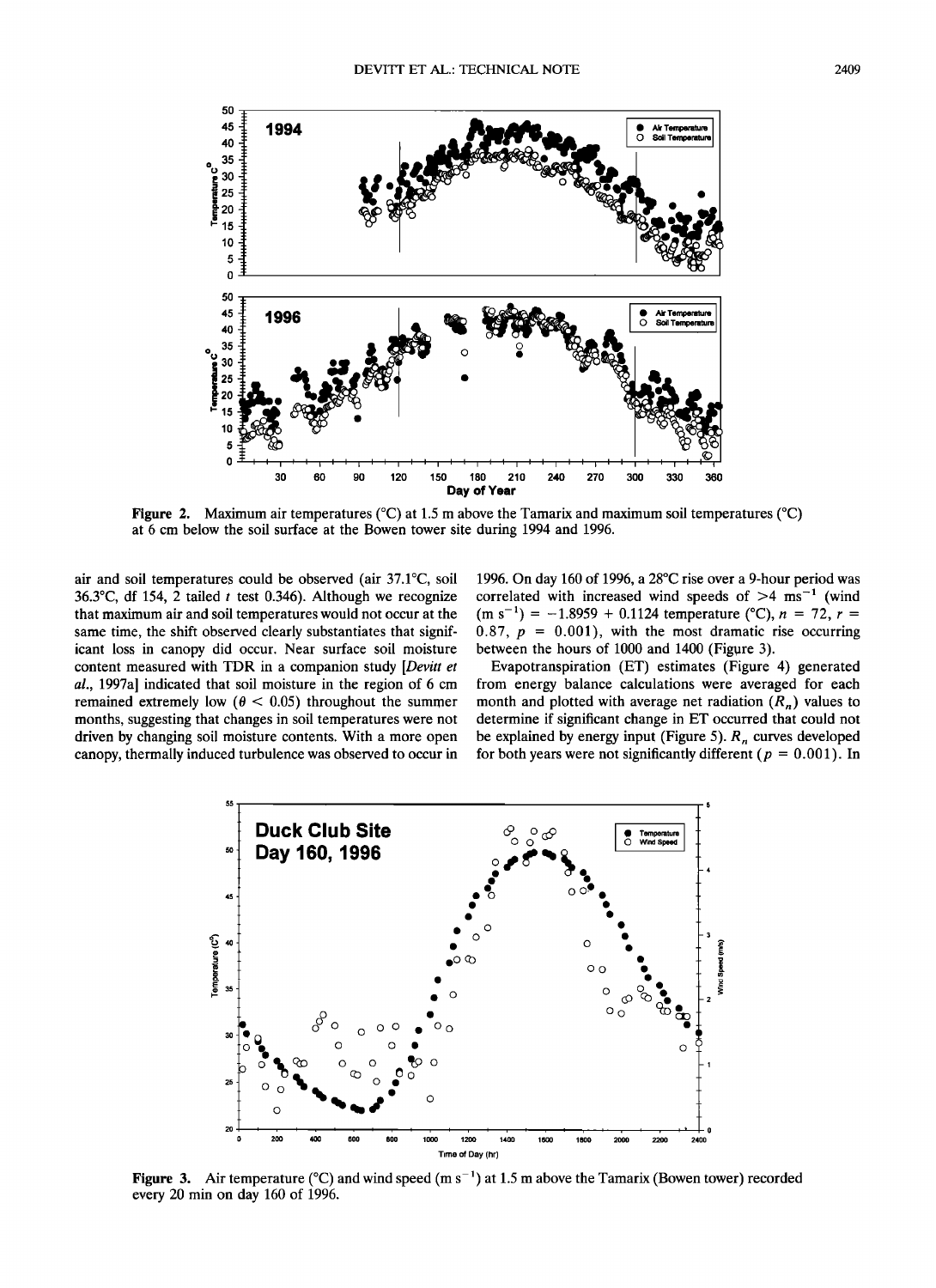Figure 2. Maximum air temperatures (°C) at 1.5 m above the Tamarix and maximum soil temperatures (°C) at 6 cm below the soil surface at the Bowen tower site during 1994 and 1996.

air and soil temperatures could be observed (air 37.1°C, soil 36.3°C, df 154, 2 tailed $t$ test 0.346). Although we recognize that maximum air and soil temperatures would not occur at the same time, the shift observed clearly substantiates that significant loss in canopy did occur. Near surface soil moisture content measured with TDR in a companion study [*Devitt et al.*, 1997a] indicated that soil moisture in the region of 6 cm remained extremely low ($\theta < 0.05$) throughout the summer months, suggesting that changes in soil temperatures were not driven by changing soil moisture contents. With a more open canopy, thermally induced turbulence was observed to occur in 1996. On day 160 of 1996, a 28°C rise over a 9-hour period was correlated with increased wind speeds of $>4$ $\text{ms}^{-1}$ (wind ($\text{m s}^{-1}$) = $-1.8959 + 0.1124$ temperature (°C), $n = 72$, $r = 0.87$, $p = 0.001$), with the most dramatic rise occurring between the hours of 1000 and 1400 (Figure 3).

Evapotranspiration (ET) estimates (Figure 4) generated from energy balance calculations were averaged for each month and plotted with average net radiation ($R_n$) values to determine if significant change in ET occurred that could not be explained by energy input (Figure 5). $R_n$ curves developed for both years were not significantly different ($p = 0.001$). In

Figure 3. Air temperature (°C) and wind speed ($\text{m s}^{-1}$) at 1.5 m above the Tamarix (Bowen tower) recorded every 20 min on day 160 of 1996.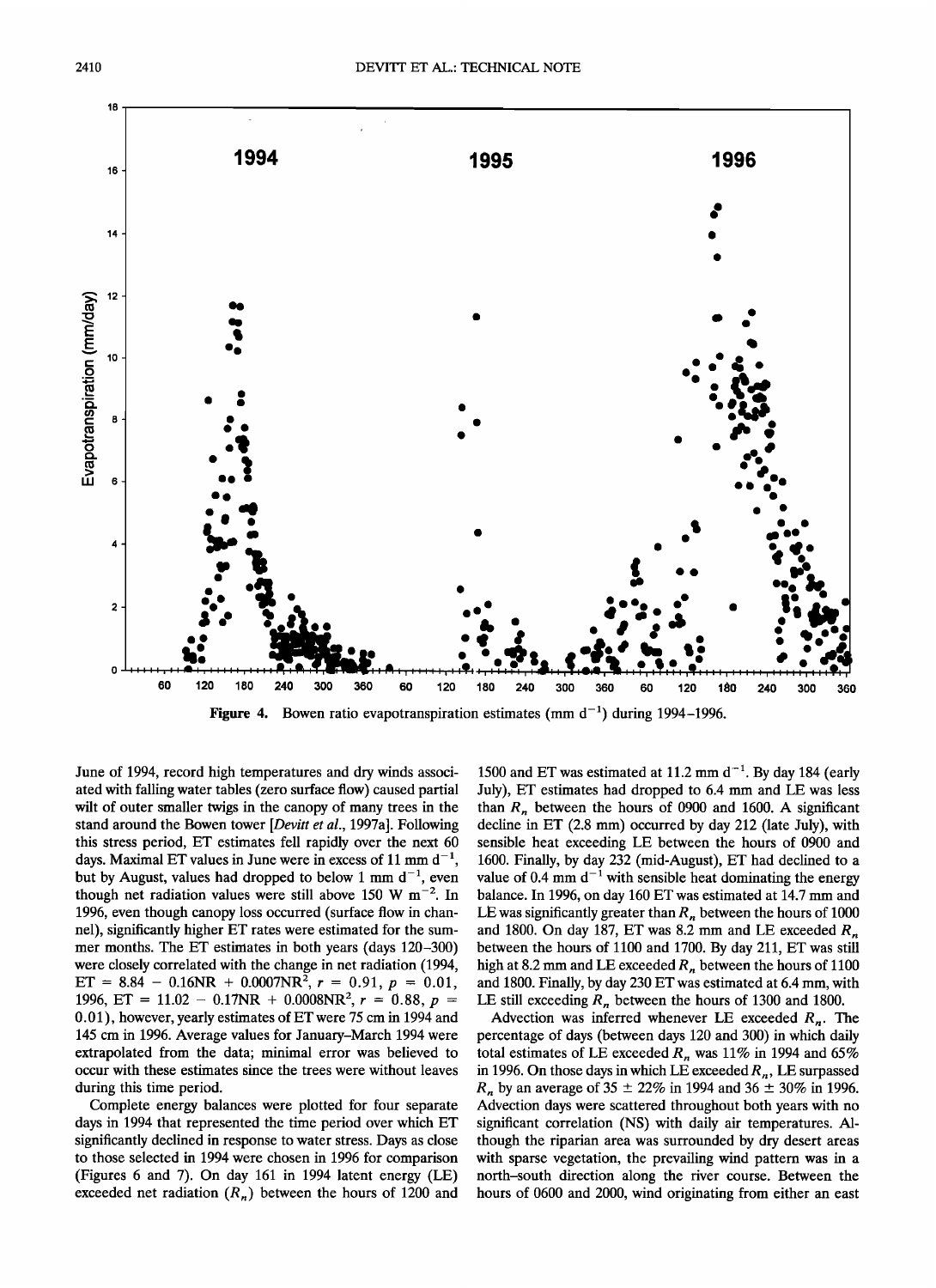**Figure 4.** Bowen ratio evapotranspiration estimates (mm $d^{-1}$) during 1994–1996.

June of 1994, record high temperatures and dry winds associated with falling water tables (zero surface flow) caused partial wilt of outer smaller twigs in the canopy of many trees in the stand around the Bowen tower [*Devitt et al.*, 1997a]. Following this stress period, ET estimates fell rapidly over the next 60 days. Maximal ET values in June were in excess of 11 mm $d^{-1}$, but by August, values had dropped to below 1 mm $d^{-1}$, even though net radiation values were still above 150 W $m^{-2}$. In 1996, even though canopy loss occurred (surface flow in channel), significantly higher ET rates were estimated for the summer months. The ET estimates in both years (days 120–300) were closely correlated with the change in net radiation (1994, $ET = 8.84 - 0.16NR + 0.0007NR^2$, $r = 0.91$, $p = 0.01$, 1996, $ET = 11.02 - 0.17NR + 0.0008NR^2$, $r = 0.88$, $p = 0.01$), however, yearly estimates of ET were 75 cm in 1994 and 145 cm in 1996. Average values for January–March 1994 were extrapolated from the data; minimal error was believed to occur with these estimates since the trees were without leaves during this time period.

Complete energy balances were plotted for four separate days in 1994 that represented the time period over which ET significantly declined in response to water stress. Days as close to those selected in 1994 were chosen in 1996 for comparison (Figures 6 and 7). On day 161 in 1994 latent energy (LE) exceeded net radiation ($R_n$) between the hours of 1200 and 1500 and ET was estimated at 11.2 mm $d^{-1}$. By day 184 (early July), ET estimates had dropped to 6.4 mm and LE was less than $R_n$ between the hours of 0900 and 1600. A significant decline in ET (2.8 mm) occurred by day 212 (late July), with sensible heat exceeding LE between the hours of 0900 and 1600. Finally, by day 232 (mid-August), ET had declined to a value of 0.4 mm $d^{-1}$ with sensible heat dominating the energy balance. In 1996, on day 160 ET was estimated at 14.7 mm and LE was significantly greater than $R_n$ between the hours of 1000 and 1800. On day 187, ET was 8.2 mm and LE exceeded $R_n$ between the hours of 1100 and 1700. By day 211, ET was still high at 8.2 mm and LE exceeded $R_n$ between the hours of 1100 and 1800. Finally, by day 230 ET was estimated at 6.4 mm, with LE still exceeding $R_n$ between the hours of 1300 and 1800.

Advection was inferred whenever LE exceeded $R_n$. The percentage of days (between days 120 and 300) in which daily total estimates of LE exceeded $R_n$ was 11% in 1994 and 65% in 1996. On those days in which LE exceeded $R_n$, LE surpassed $R_n$ by an average of 35 ± 22% in 1994 and 36 ± 30% in 1996. Advection days were scattered throughout both years with no significant correlation (NS) with daily air temperatures. Although the riparian area was surrounded by dry desert areas with sparse vegetation, the prevailing wind pattern was in a north-south direction along the river course. Between the hours of 0600 and 2000, wind originating from either an east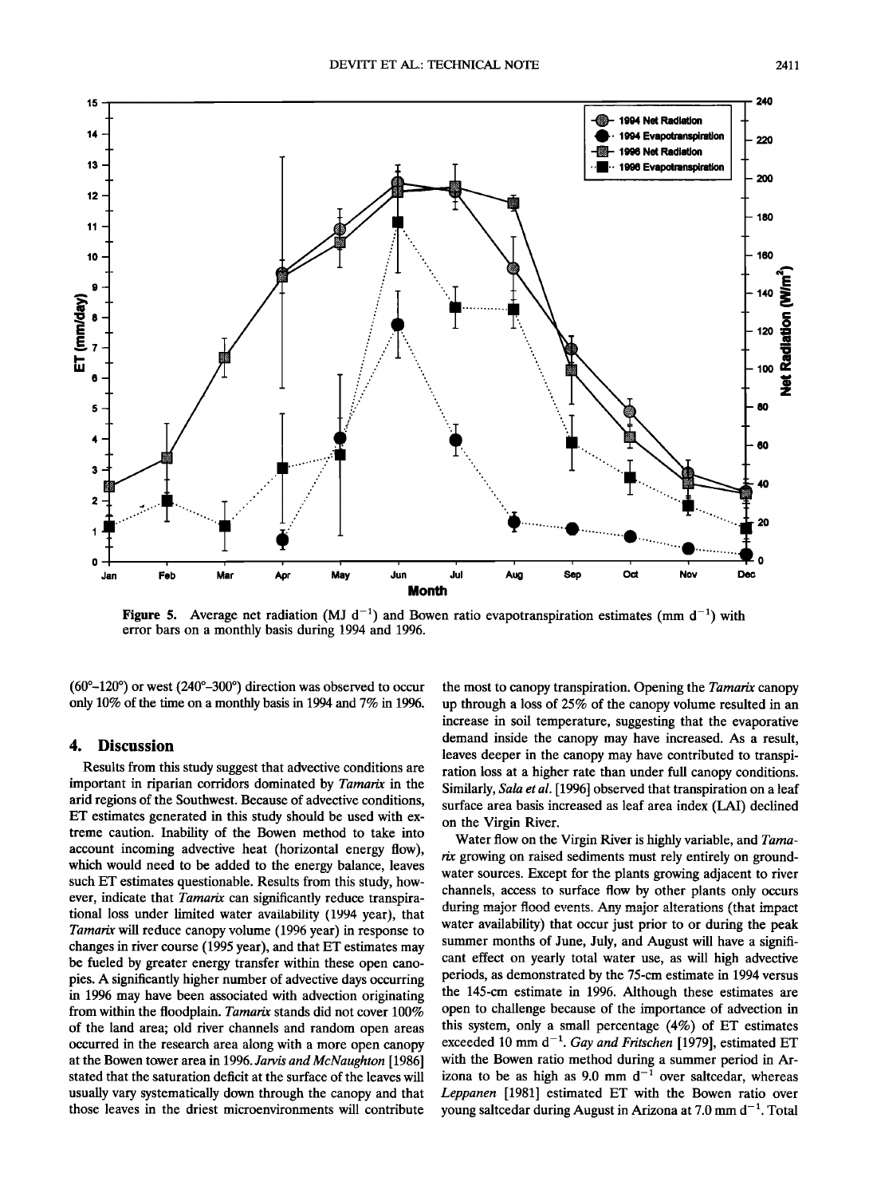Figure 5. Average net radiation (MJ d$^{-1}$) and Bowen ratio evapotranspiration estimates (mm d$^{-1}$) with error bars on a monthly basis during 1994 and 1996.

(60°–120°) or west (240°–300°) direction was observed to occur only 10% of the time on a monthly basis in 1994 and 7% in 1996.

## 4. Discussion

Results from this study suggest that advective conditions are important in riparian corridors dominated by *Tamarix* in the arid regions of the Southwest. Because of advective conditions, ET estimates generated in this study should be used with extreme caution. Inability of the Bowen method to take into account incoming advective heat (horizontal energy flow), which would need to be added to the energy balance, leaves such ET estimates questionable. Results from this study, however, indicate that *Tamarix* can significantly reduce transpirational loss under limited water availability (1994 year), that *Tamarix* will reduce canopy volume (1996 year) in response to changes in river course (1995 year), and that ET estimates may be fueled by greater energy transfer within these open canopies. A significantly higher number of advective days occurring in 1996 may have been associated with advection originating from within the floodplain. *Tamarix* stands did not cover 100% of the land area; old river channels and random open areas occurred in the research area along with a more open canopy at the Bowen tower area in 1996. *Jarvis and McNaughton* [1986] stated that the saturation deficit at the surface of the leaves will usually vary systematically down through the canopy and that those leaves in the driest microenvironments will contribute the most to canopy transpiration. Opening the *Tamarix* canopy up through a loss of 25% of the canopy volume resulted in an increase in soil temperature, suggesting that the evaporative demand inside the canopy may have increased. As a result, leaves deeper in the canopy may have contributed to transpiration loss at a higher rate than under full canopy conditions. Similarly, *Sala et al.* [1996] observed that transpiration on a leaf surface area basis increased as leaf area index (LAI) declined on the Virgin River.

Water flow on the Virgin River is highly variable, and *Tamarix* growing on raised sediments must rely entirely on groundwater sources. Except for the plants growing adjacent to river channels, access to surface flow by other plants only occurs during major flood events. Any major alterations (that impact water availability) that occur just prior to or during the peak summer months of June, July, and August will have a significant effect on yearly total water use, as will high advective periods, as demonstrated by the 75-cm estimate in 1994 versus the 145-cm estimate in 1996. Although these estimates are open to challenge because of the importance of advection in this system, only a small percentage (4%) of ET estimates exceeded 10 mm d$^{-1}$. *Gay and Fritschen* [1979], estimated ET with the Bowen ratio method during a summer period in Arizona to be as high as 9.0 mm d$^{-1}$ over saltcedar, whereas *Leppanen* [1981] estimated ET with the Bowen ratio over young saltcedar during August in Arizona at 7.0 mm d$^{-1}$. Total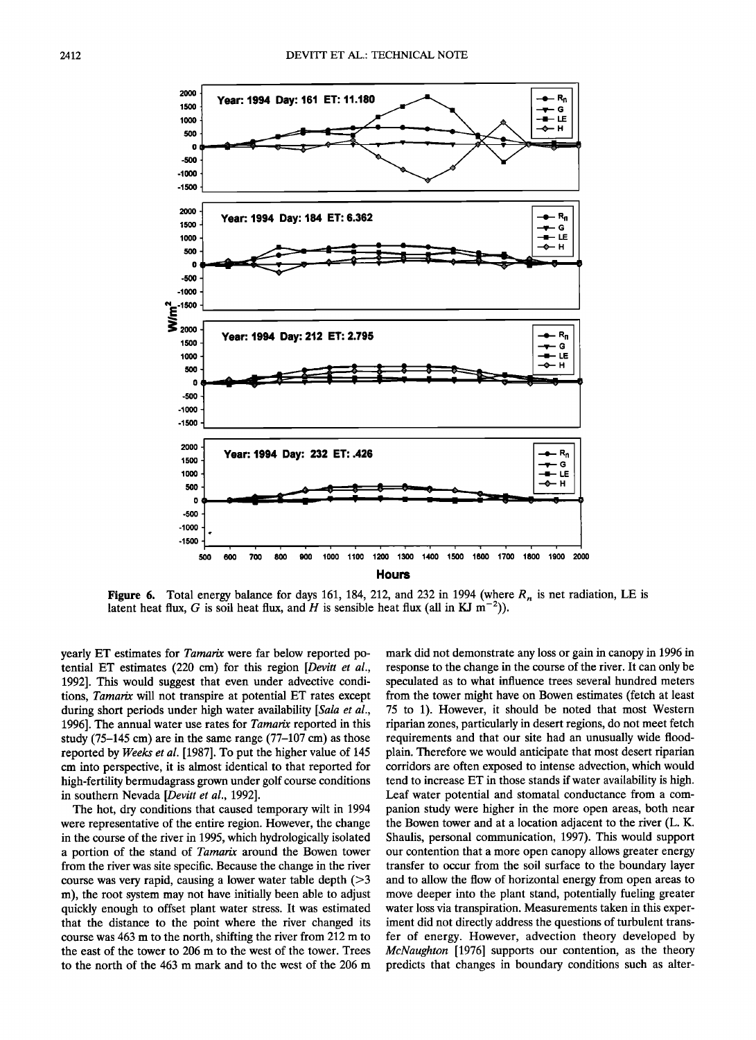**Figure 6.** Total energy balance for days 161, 184, 212, and 232 in 1994 (where $R_n$ is net radiation, LE is latent heat flux, $G$ is soil heat flux, and $H$ is sensible heat flux (all in KJ $m^{-2}$)).

yearly ET estimates for *Tamarix* were far below reported potential ET estimates (220 cm) for this region [*Devitt et al.*, 1992]. This would suggest that even under advective conditions, *Tamarix* will not transpire at potential ET rates except during short periods under high water availability [*Sala et al.*, 1996]. The annual water use rates for *Tamarix* reported in this study (75–145 cm) are in the same range (77–107 cm) as those reported by *Weeks et al.* [1987]. To put the higher value of 145 cm into perspective, it is almost identical to that reported for high-fertility bermudagrass grown under golf course conditions in southern Nevada [*Devitt et al.*, 1992].

The hot, dry conditions that caused temporary wilt in 1994 were representative of the entire region. However, the change in the course of the river in 1995, which hydrologically isolated a portion of the stand of *Tamarix* around the Bowen tower from the river was site specific. Because the change in the river course was very rapid, causing a lower water table depth (>3 m), the root system may not have initially been able to adjust quickly enough to offset plant water stress. It was estimated that the distance to the point where the river changed its course was 463 m to the north, shifting the river from 212 m to the east of the tower to 206 m to the west of the tower. Trees to the north of the 463 m mark and to the west of the 206 m mark did not demonstrate any loss or gain in canopy in 1996 in response to the change in the course of the river. It can only be speculated as to what influence trees several hundred meters from the tower might have on Bowen estimates (fetch at least 75 to 1). However, it should be noted that most Western riparian zones, particularly in desert regions, do not meet fetch requirements and that our site had an unusually wide floodplain. Therefore we would anticipate that most desert riparian corridors are often exposed to intense advection, which would tend to increase ET in those stands if water availability is high. Leaf water potential and stomatal conductance from a companion study were higher in the more open areas, both near the Bowen tower and at a location adjacent to the river (L. K. Shaulis, personal communication, 1997). This would support our contention that a more open canopy allows greater energy transfer to occur from the soil surface to the boundary layer and to allow the flow of horizontal energy from open areas to move deeper into the plant stand, potentially fueling greater water loss via transpiration. Measurements taken in this experiment did not directly address the questions of turbulent transfer of energy. However, advection theory developed by *McNaughton* [1976] supports our contention, as the theory predicts that changes in boundary conditions such as alter-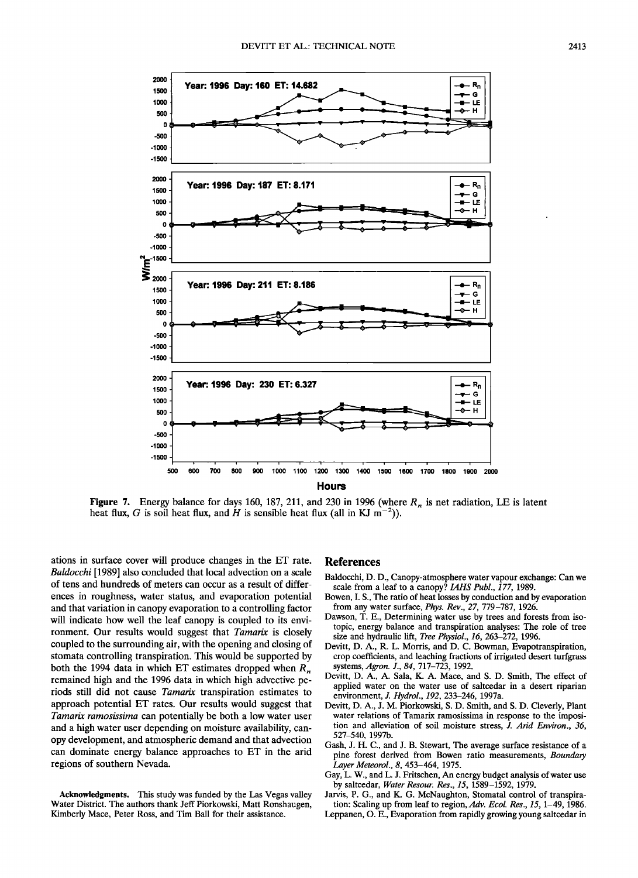Figure 7. Energy balance for days 160, 187, 211, and 230 in 1996 (where $R_n$ is net radiation, LE is latent heat flux, $G$ is soil heat flux, and $H$ is sensible heat flux (all in KJ $m^{-2}$)).

ations in surface cover will produce changes in the ET rate. *Baldocchi* [1989] also concluded that local advection on a scale of tens and hundreds of meters can occur as a result of differences in roughness, water status, and evaporation potential and that variation in canopy evaporation to a controlling factor will indicate how well the leaf canopy is coupled to its environment. Our results would suggest that *Tamarix* is closely coupled to the surrounding air, with the opening and closing of stomata controlling transpiration. This would be supported by both the 1994 data in which ET estimates dropped when $R_n$ remained high and the 1996 data in which high advective periods still did not cause *Tamarix* transpiration estimates to approach potential ET rates. Our results would suggest that *Tamarix ramosissima* can potentially be both a low water user and a high water user depending on moisture availability, canopy development, and atmospheric demand and that advection can dominate energy balance approaches to ET in the arid regions of southern Nevada.

**Acknowledgments.** This study was funded by the Las Vegas valley Water District. The authors thank Jeff Piorkowski, Matt Ronshaugen, Kimberly Mace, Peter Ross, and Tim Ball for their assistance.

## References

Baldocchi, D. D., Canopy-atmosphere water vapour exchange: Can we scale from a leaf to a canopy? *IAHS Publ.*, *177*, 1989.

Bowen, I. S., The ratio of heat losses by conduction and by evaporation from any water surface, *Phys. Rev.*, *27*, 779–787, 1926.

Dawson, T. E., Determining water use by trees and forests from isotopic, energy balance and transpiration analyses: The role of tree size and hydraulic lift, *Tree Physiol.*, *16*, 263–272, 1996.

Devitt, D. A., R. L. Morris, and D. C. Bowman, Evapotranspiration, crop coefficients, and leaching fractions of irrigated desert turfgrass systems, *Agron. J.*, *84*, 717–723, 1992.

Devitt, D. A., A. Sala, K. A. Mace, and S. D. Smith, The effect of applied water on the water use of saltcedar in a desert riparian environment, *J. Hydrol.*, *192*, 233–246, 1997a.

Devitt, D. A., J. M. Piorkowski, S. D. Smith, and S. D. Cleverly, Plant water relations of Tamarix ramosissima in response to the imposition and alleviation of soil moisture stress, *J. Arid Environ.*, *36*, 527–540, 1997b.

Gash, J. H. C., and J. B. Stewart, The average surface resistance of a pine forest derived from Bowen ratio measurements, *Boundary Layer Meteorol.*, *8*, 453–464, 1975.

Gay, L. W., and L. J. Fritschen, An energy budget analysis of water use by saltcedar, *Water Resour. Res.*, *15*, 1589–1592, 1979.

Jarvis, P. G., and K. G. McNaughton, Stomatal control of transpiration: Scaling up from leaf to region, *Adv. Ecol. Res.*, *15*, 1–49, 1986.

Leppanen, O. E., Evaporation from rapidly growing young saltcedar in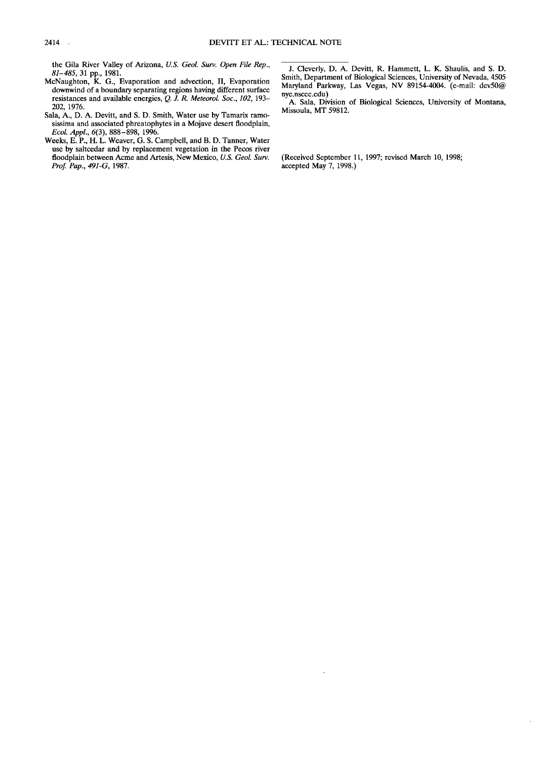the Gila River Valley of Arizona, *U.S. Geol. Surv. Open File Rep., 81–485*, 31 pp., 1981.

McNaughton, K. G., Evaporation and advection, II, Evaporation downwind of a boundary separating regions having different surface resistances and available energies, *Q. J. R. Meteorol. Soc., 102*, 193–202, 1976.

Sala, A., D. A. Devitt, and S. D. Smith, Water use by Tamarix ramosissima and associated phreatophytes in a Mojave desert floodplain, *Ecol. Appl., 6*(3), 888–898, 1996.

Weeks, E. P., H. L. Weaver, G. S. Campbell, and B. D. Tanner, Water use by saltcedar and by replacement vegetation in the Pecos river floodplain between Acme and Artesis, New Mexico, *U.S. Geol. Surv. Prof. Pap., 491-G*, 1987.

---

J. Cleverly, D. A. Devitt, R. Hammett, L. K. Shaulis, and S. D. Smith, Department of Biological Sciences, University of Nevada, 4505 Maryland Parkway, Las Vegas, NV 89154-4004. (e-mail: dev50@nye.nscee.edu)

A. Sala, Division of Biological Sciences, University of Montana, Missoula, MT 59812.

(Received September 11, 1997; revised March 10, 1998; accepted May 7, 1998.)